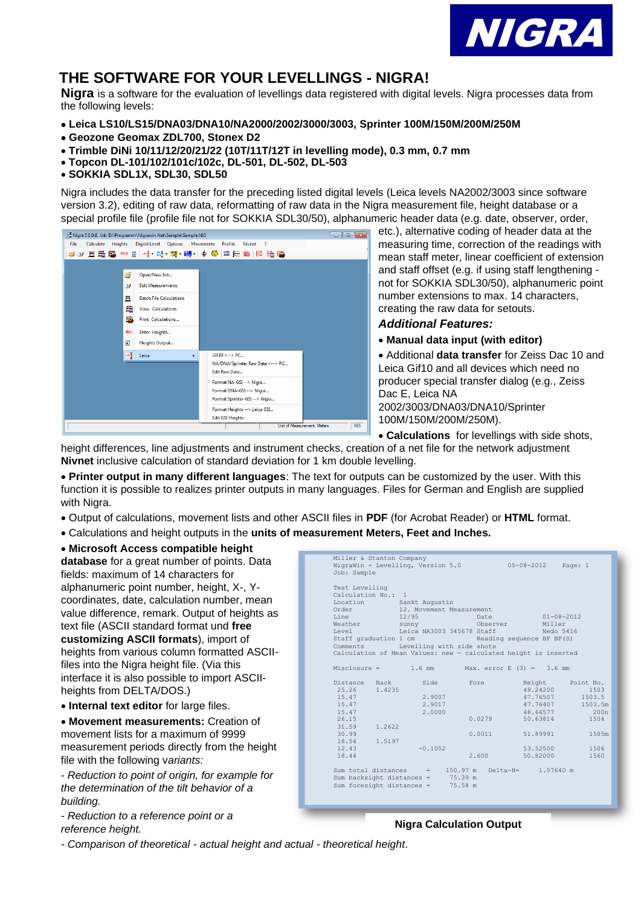# THE SOFTWARE FOR YOUR LEVELLINGS - NIGRA!

**Nigra** is a software for the evaluation of levellings data registered with digital levels. Nigra processes data from the following levels:

- **Leica LS10/LS15/DNA03/DNA10/NA2000/2002/3000/3003, Sprinter 100M/150M/200M/250M**
- **Geozone Geomax ZDL700, Stonex D2**
- **Trimble DiNi 10/11/12/20/21/22 (10T/11T/12T in levelling mode), 0.3 mm, 0.7 mm**
- **Topcon DL-101/102/101c/102c, DL-501, DL-502, DL-503**
- **SOKKIA SDL1X, SDL30, SDL50**

Nigra includes the data transfer for the preceding listed digital levels (Leica levels NA2002/3003 since software version 3.2), editing of raw data, reformatting of raw data in the Nigra measurement file, height database or a special profile file (profile file not for SOKKIA SDL30/50), alphanumeric header data (e.g. date, observer, order, etc.), alternative coding of header data at the measuring time, correction of the readings with mean staff meter, linear coefficient of extension and staff offset (e.g. if using staff lengthening - not for SOKKIA SDL30/50), alphanumeric point number extensions to max. 14 characters, creating the raw data for setouts.

### *Additional Features:*

- **Manual data input (with editor)**
- Additional **data transfer** for Zeiss Dac 10 and Leica Gif10 and all devices which need no producer special transfer dialog (e.g., Zeiss Dac E, Leica NA 2002/3003/DNA03/DNA10/Sprinter 100M/150M/200M/250M).
- **Calculations** for levellings with side shots, height differences, line adjustments and instrument checks, creation of a net file for the network adjustment **Nivnet** inclusive calculation of standard deviation for 1 km double levelling.
- **Printer output in many different languages**: The text for outputs can be customized by the user. With this function it is possible to realizes printer outputs in many languages. Files for German and English are supplied with Nigra.
- Output of calculations, movement lists and other ASCII files in **PDF** (for Acrobat Reader) or **HTML** format.
- Calculations and height outputs in the **units of measurement Meters, Feet and Inches.**
- **Microsoft Access compatible height database** for a great number of points. Data fields: maximum of 14 characters for alphanumeric point number, height, X-, Y-coordinates, date, calculation number, mean value difference, remark. Output of heights as text file (ASCII standard format und **free customizing ASCII formats**), import of heights from various column formatted ASCII-files into the Nigra height file. (Via this interface it is also possible to import ASCII-heights from DELTA/DOS.)
- **Internal text editor** for large files.
- **Movement measurements:** Creation of movement lists for a maximum of 9999 measurement periods directly from the height file with the following *variants:*

*- Reduction to point of origin, for example for the determination of the tilt behavior of a building.*

*- Reduction to a reference point or a reference height.*

*- Comparison of theoretical - actual height and actual - theoretical height.*

```
Miller & Stanton Company
NigraWin - Levelling, Version 5.0                    05-08-2012     Page: 1
Job: Sample

Test Levelling
Calculation No.:  1
Location              Sankt Augustin
Order                 12. Movement Measurement
Line                  12/95                 Date               01-08-2012
Weather               sunny                 Observer           Miller
Level                 Leica NA3003 345678 Staff                Nedo 5416
Staff graduation 1 cm                      Reading sequence BF BF(S)
Comments              Levelling with side shots
Calculation of Mean Values: new - calculated height is inserted

Misclosure =          1.6 mm        Max. error E (3) =     3.6 mm

Distance    Back          Side          Fore          Height       Point No.
 25.26     1.4235                                     49.24200          1503
 15.47                   2.9007                       47.76507        1503.5
 15.47                   2.9017                       47.76407       1503.5m
 15.47                   2.0000                       48.66577          200n
 26.15                                 0.0279         50.63814          1504
 31.59     1.2622
 30.99                                 0.0011         51.89991         1505m
 18.54     1.5197
 12.43                  -0.1052                       53.52500          1506
 18.44                                 2.600          50.82000          1560

Sum total distances     =     150.97 m    Delta-H=     1.57640 m
Sum backsight distances =      75.39 m
Sum foresight distances =      75.58 m
```

**Nigra Calculation Output**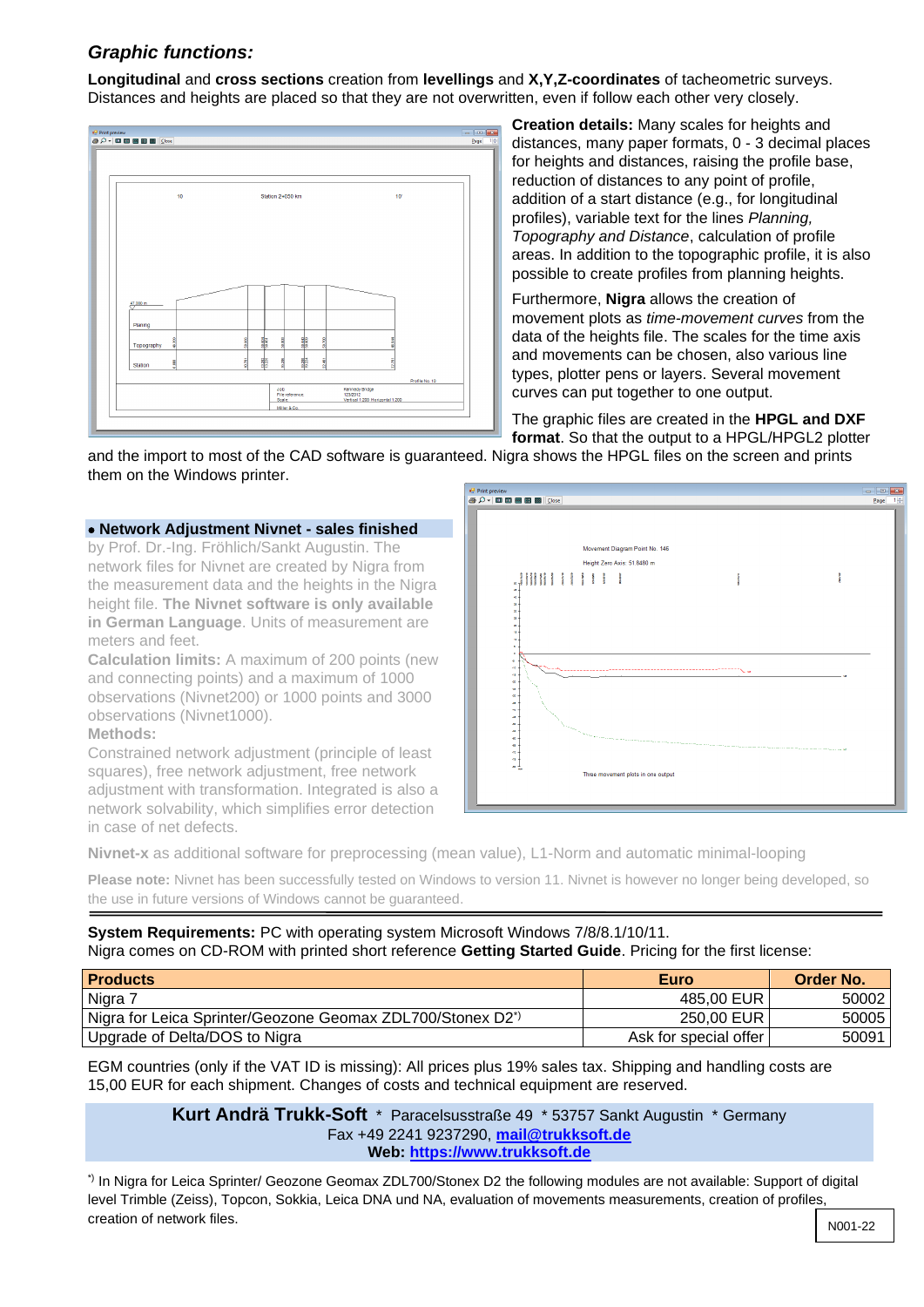## *Graphic functions:*

**Longitudinal** and **cross sections** creation from **levellings** and **X,Y,Z-coordinates** of tacheometric surveys. Distances and heights are placed so that they are not overwritten, even if follow each other very closely.

**Creation details:** Many scales for heights and distances, many paper formats, 0 - 3 decimal places for heights and distances, raising the profile base, reduction of distances to any point of profile, addition of a start distance (e.g., for longitudinal profiles), variable text for the lines *Planning, Topography and Distance*, calculation of profile areas. In addition to the topographic profile, it is also possible to create profiles from planning heights.

Furthermore, **Nigra** allows the creation of movement plots as *time-movement curves* from the data of the heights file. The scales for the time axis and movements can be chosen, also various line types, plotter pens or layers. Several movement curves can put together to one output.

The graphic files are created in the **HPGL and DXF format**. So that the output to a HPGL/HPGL2 plotter and the import to most of the CAD software is guaranteed. Nigra shows the HPGL files on the screen and prints them on the Windows printer.

### • Network Adjustment Nivnet - sales finished

by Prof. Dr.-Ing. Fröhlich/Sankt Augustin. The network files for Nivnet are created by Nigra from the measurement data and the heights in the Nigra height file. **The Nivnet software is only available in German Language**. Units of measurement are meters and feet.

**Calculation limits:** A maximum of 200 points (new and connecting points) and a maximum of 1000 observations (Nivnet200) or 1000 points and 3000 observations (Nivnet1000).

**Methods:**

Constrained network adjustment (principle of least squares), free network adjustment, free network adjustment with transformation. Integrated is also a network solvability, which simplifies error detection in case of net defects.

**Nivnet-x** as additional software for preprocessing (mean value), L1-Norm and automatic minimal-looping

**Please note:** Nivnet has been successfully tested on Windows to version 11. Nivnet is however no longer being developed, so the use in future versions of Windows cannot be guaranteed.

---

**System Requirements:** PC with operating system Microsoft Windows 7/8/8.1/10/11.
Nigra comes on CD-ROM with printed short reference **Getting Started Guide**. Pricing for the first license:

| **Products** | **Euro** | **Order No.** |
|---|---|---|
| Nigra 7 | 485,00 EUR | 50002 |
| Nigra for Leica Sprinter/Geozone Geomax ZDL700/Stonex D2*) | 250,00 EUR | 50005 |
| Upgrade of Delta/DOS to Nigra | Ask for special offer | 50091 |

EGM countries (only if the VAT ID is missing): All prices plus 19% sales tax. Shipping and handling costs are 15,00 EUR for each shipment. Changes of costs and technical equipment are reserved.

**Kurt Andrä Trukk-Soft** * Paracelsusstraße 49 * 53757 Sankt Augustin * Germany
Fax +49 2241 9237290, **mail@trukksoft.de**
**Web: https://www.trukksoft.de**

*) In Nigra for Leica Sprinter/ Geozone Geomax ZDL700/Stonex D2 the following modules are not available: Support of digital level Trimble (Zeiss), Topcon, Sokkia, Leica DNA und NA, evaluation of movements measurements, creation of profiles, creation of network files.

N001-22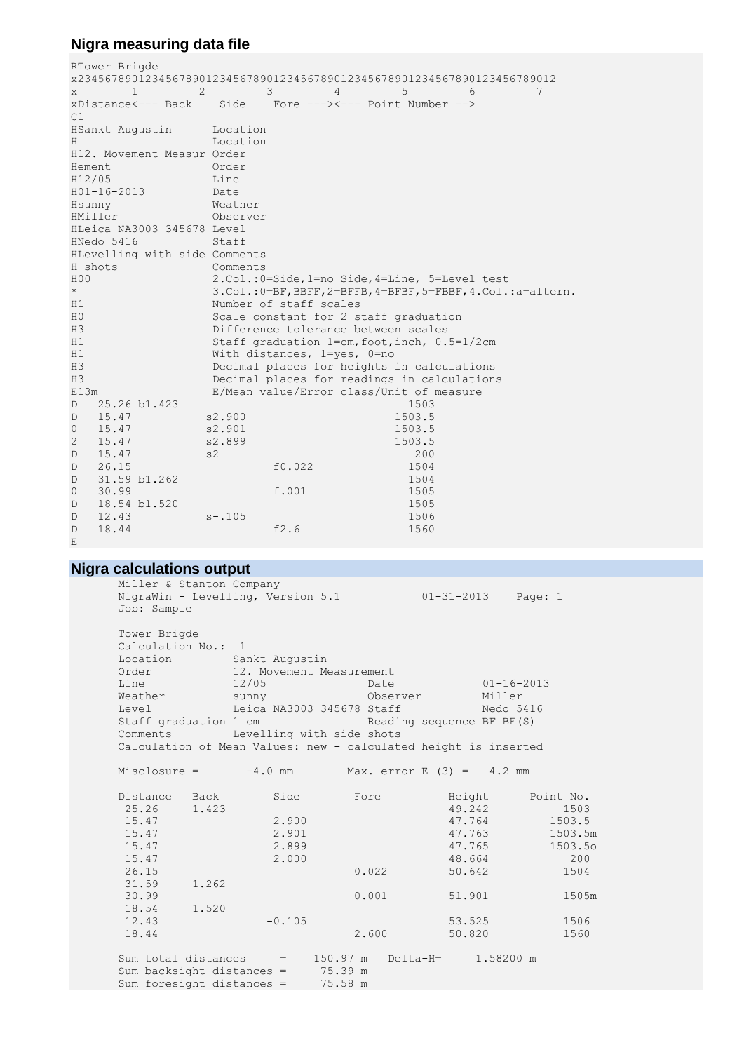### Nigra measuring data file

```
RTower Brigde
x234567890123456789012345678901234567890123456789012345678901234567890123456789012
x        1         2         3         4         5         6         7
xDistance<--- Back    Side    Fore ---><--- Point Number -->
C1
HSankt Augustin      Location
H                    Location
H12. Movement Measur Order
Hement               Order
H12/05               Line
H01-16-2013          Date
Hsunny               Weather
HMiller              Observer
HLeica NA3003 345678 Level
HNedo 5416           Staff
HLevelling with side Comments
H shots              Comments
H00                  2.Col.:0=Side,1=no Side,4=Line, 5=Level test
*                    3.Col.:0=BF,BBFF,2=BFFB,4=BFBF,5=FBBF,4.Col.:a=altern.
H1                   Number of staff scales
H0                   Scale constant for 2 staff graduation
H3                   Difference tolerance between scales
H1                   Staff graduation 1=cm,foot,inch, 0.5=1/2cm
H1                   With distances, 1=yes, 0=no
H3                   Decimal places for heights in calculations
H3                   Decimal places for readings in calculations
E13m                 E/Mean value/Error class/Unit of measure
D   25.26 b1.423                              1503
D   15.47           s2.900                  1503.5
0   15.47           s2.901                  1503.5
2   15.47           s2.899                  1503.5
D   15.47           s2                         200
D   26.15                     f0.022          1504
D   31.59 b1.262                              1504
0   30.99                     f.001           1505
D   18.54 b1.520                              1505
D   12.43           s-.105                    1506
D   18.44                     f2.6            1560
E
```

### Nigra calculations output

```
Miller & Stanton Company
NigraWin - Levelling, Version 5.1            01-31-2013    Page: 1
Job: Sample

Tower Brigde
Calculation No.:  1
Location          Sankt Augustin
Order             12. Movement Measurement
Line              12/05               Date             01-16-2013
Weather           sunny               Observer         Miller
Level             Leica NA3003 345678 Staff            Nedo 5416
Staff graduation 1 cm                 Reading sequence BF BF(S)
Comments          Levelling with side shots
Calculation of Mean Values: new - calculated height is inserted

Misclosure =       -4.0 mm        Max. error E (3) =   4.2 mm

Distance   Back        Side        Fore          Height      Point No.
 25.26     1.423                                 49.242          1503
 15.47                 2.900                     47.764        1503.5
 15.47                 2.901                     47.763        1503.5m
 15.47                 2.899                     47.765        1503.5o
 15.47                 2.000                     48.664           200
 26.15                             0.022         50.642          1504
 31.59     1.262
 30.99                             0.001         51.901          1505m
 18.54     1.520
 12.43                -0.105                     53.525          1506
 18.44                             2.600         50.820          1560

Sum total distances     =    150.97 m   Delta-H=     1.58200 m
Sum backsight distances =     75.39 m
Sum foresight distances =     75.58 m
```